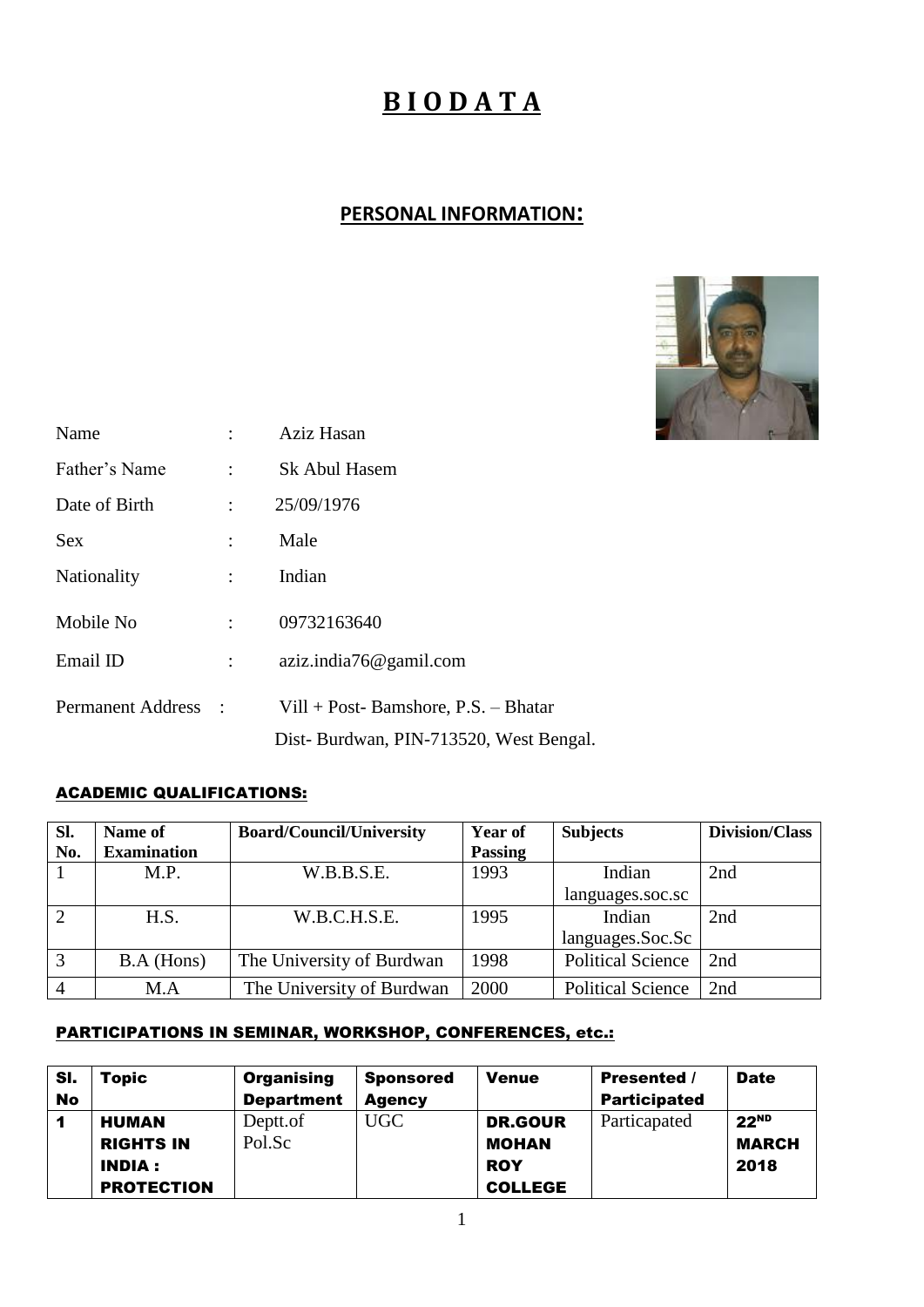# B I O D A T A

## PERSONAL INFORMATION:

Name : Aziz Hasan

Father's Name : Sk Abul Hasem

Date of Birth : 25/09/1976

Sex : Male

Nationality : Indian

Mobile No : 09732163640

Email ID : aziz.india76@gamil.com

Permanent Address : Vill + Post- Bamshore, P.S. – Bhatar
Dist- Burdwan, PIN-713520, West Bengal.

### ACADEMIC QUALIFICATIONS:

| Sl. No. | Name of Examination | Board/Council/University | Year of Passing | Subjects | Division/Class |
|---|---|---|---|---|---|
| 1 | M.P. | W.B.B.S.E. | 1993 | Indian languages.soc.sc | 2nd |
| 2 | H.S. | W.B.C.H.S.E. | 1995 | Indian languages.Soc.Sc | 2nd |
| 3 | B.A (Hons) | The University of Burdwan | 1998 | Political Science | 2nd |
| 4 | M.A | The University of Burdwan | 2000 | Political Science | 2nd |

### PARTICIPATIONS IN SEMINAR, WORKSHOP, CONFERENCES, etc.:

| Sl. No | Topic | Organising Department | Sponsored Agency | Venue | Presented / Participated | Date |
|---|---|---|---|---|---|---|
| 1 | HUMAN RIGHTS IN INDIA : PROTECTION | Deptt.of Pol.Sc | UGC | DR.GOUR MOHAN ROY COLLEGE | Particapated | 22ND MARCH 2018 |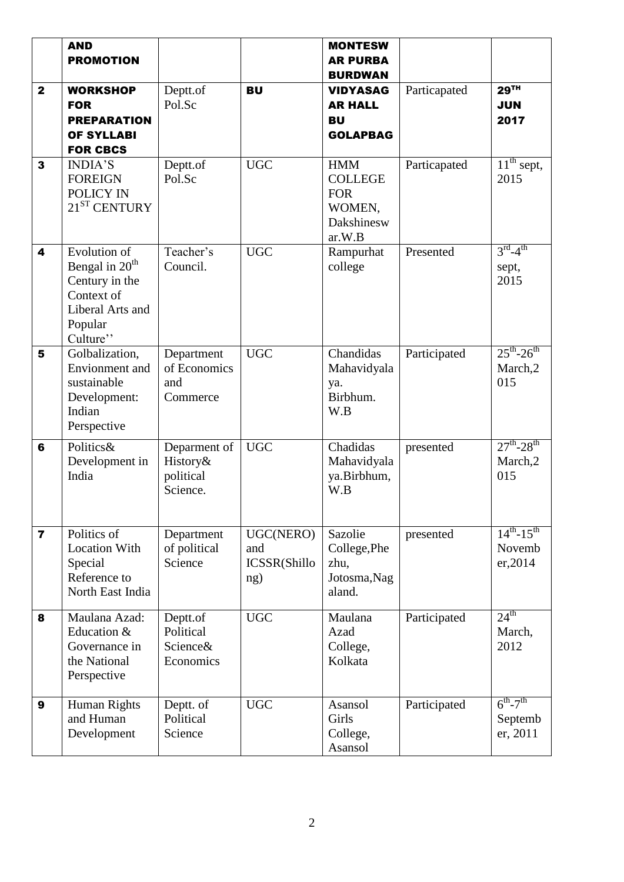|  | **AND PROMOTION** |  |  | **MONTESWAR PURBA BURDWAN** |  |  |
|---|---|---|---|---|---|---|
| **2** | **WORKSHOP FOR PREPARATION OF SYLLABI FOR CBCS** | Deptt.of Pol.Sc | **BU** | **VIDYASAGAR HALL BU GOLAPBAG** | Particapated | **29TH JUN 2017** |
| **3** | INDIA'S FOREIGN POLICY IN 21ST CENTURY | Deptt.of Pol.Sc | UGC | HMM COLLEGE FOR WOMEN, Dakshineswar.W.B | Particapated | 11th sept, 2015 |
| **4** | Evolution of Bengal in 20th Century in the Context of Liberal Arts and Popular Culture'' | Teacher's Council. | UGC | Rampurhat college | Presented | 3rd-4th sept, 2015 |
| **5** | Golbalization, Envionment and sustainable Development: Indian Perspective | Department of Economics and Commerce | UGC | Chandidas Mahavidyalaya. Birbhum. W.B | Participated | 25th-26th March,2015 |
| **6** | Politics& Development in India | Deparment of History& political Science. | UGC | Chadidas Mahavidyalaya.Birbhum, W.B | presented | 27th-28th March,2015 |
| **7** | Politics of Location With Special Reference to North East India | Department of political Science | UGC(NERO) and ICSSR(Shillong) | Sazolie College,Phezhu, Jotosma,Nagaland. | presented | 14th-15th November,2014 |
| **8** | Maulana Azad: Education & Governance in the National Perspective | Deptt.of Political Science& Economics | UGC | Maulana Azad College, Kolkata | Participated | 24th March, 2012 |
| **9** | Human Rights and Human Development | Deptt. of Political Science | UGC | Asansol Girls College, Asansol | Participated | 6th-7th September, 2011 |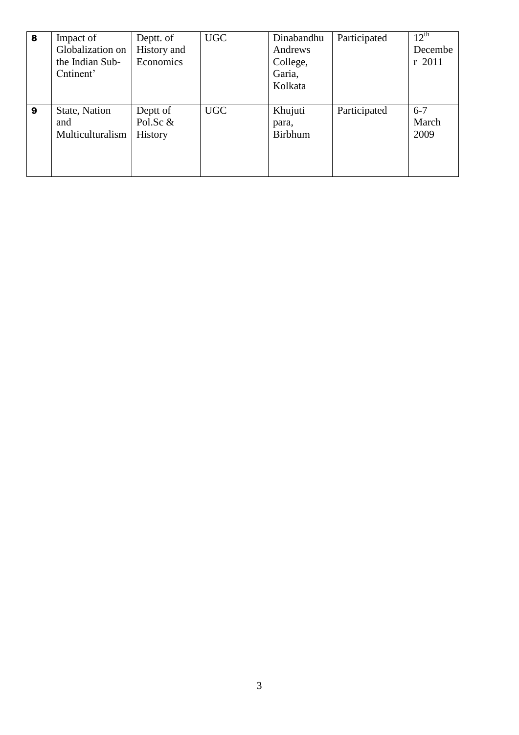| | | | | | | |
|---|---|---|---|---|---|---|
| 8 | Impact of Globalization on the Indian Sub-Cntinent’ | Deptt. of History and Economics | UGC | Dinabandhu Andrews College, Garia, Kolkata | Participated | 12th December 2011 |
| 9 | State, Nation and Multiculturalism | Deptt of Pol.Sc & History | UGC | Khujuti para, Birbhum | Participated | 6-7 March 2009 |